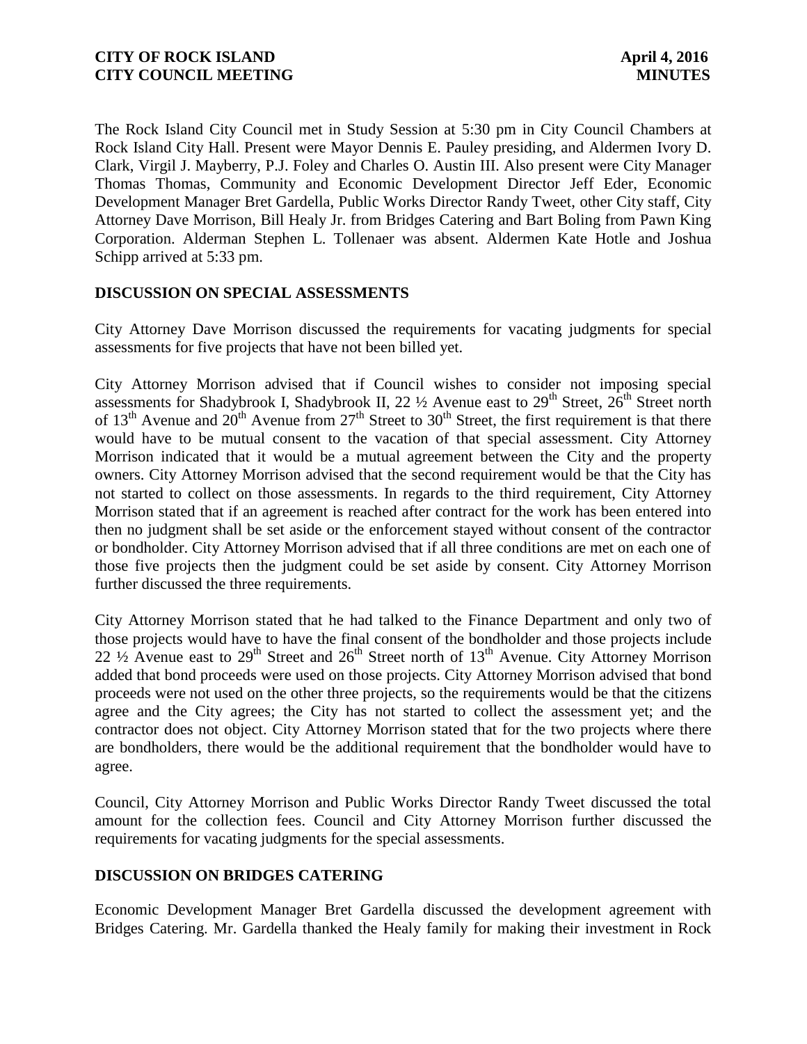The Rock Island City Council met in Study Session at 5:30 pm in City Council Chambers at Rock Island City Hall. Present were Mayor Dennis E. Pauley presiding, and Aldermen Ivory D. Clark, Virgil J. Mayberry, P.J. Foley and Charles O. Austin III. Also present were City Manager Thomas Thomas, Community and Economic Development Director Jeff Eder, Economic Development Manager Bret Gardella, Public Works Director Randy Tweet, other City staff, City Attorney Dave Morrison, Bill Healy Jr. from Bridges Catering and Bart Boling from Pawn King Corporation. Alderman Stephen L. Tollenaer was absent. Aldermen Kate Hotle and Joshua Schipp arrived at 5:33 pm.

## DISCUSSION ON SPECIAL ASSESSMENTS

City Attorney Dave Morrison discussed the requirements for vacating judgments for special assessments for five projects that have not been billed yet.

City Attorney Morrison advised that if Council wishes to consider not imposing special assessments for Shadybrook I, Shadybrook II, 22 ½ Avenue east to 29th Street, 26th Street north of 13th Avenue and 20th Avenue from 27th Street to 30th Street, the first requirement is that there would have to be mutual consent to the vacation of that special assessment. City Attorney Morrison indicated that it would be a mutual agreement between the City and the property owners. City Attorney Morrison advised that the second requirement would be that the City has not started to collect on those assessments. In regards to the third requirement, City Attorney Morrison stated that if an agreement is reached after contract for the work has been entered into then no judgment shall be set aside or the enforcement stayed without consent of the contractor or bondholder. City Attorney Morrison advised that if all three conditions are met on each one of those five projects then the judgment could be set aside by consent. City Attorney Morrison further discussed the three requirements.

City Attorney Morrison stated that he had talked to the Finance Department and only two of those projects would have to have the final consent of the bondholder and those projects include 22 ½ Avenue east to 29th Street and 26th Street north of 13th Avenue. City Attorney Morrison added that bond proceeds were used on those projects. City Attorney Morrison advised that bond proceeds were not used on the other three projects, so the requirements would be that the citizens agree and the City agrees; the City has not started to collect the assessment yet; and the contractor does not object. City Attorney Morrison stated that for the two projects where there are bondholders, there would be the additional requirement that the bondholder would have to agree.

Council, City Attorney Morrison and Public Works Director Randy Tweet discussed the total amount for the collection fees. Council and City Attorney Morrison further discussed the requirements for vacating judgments for the special assessments.

## DISCUSSION ON BRIDGES CATERING

Economic Development Manager Bret Gardella discussed the development agreement with Bridges Catering. Mr. Gardella thanked the Healy family for making their investment in Rock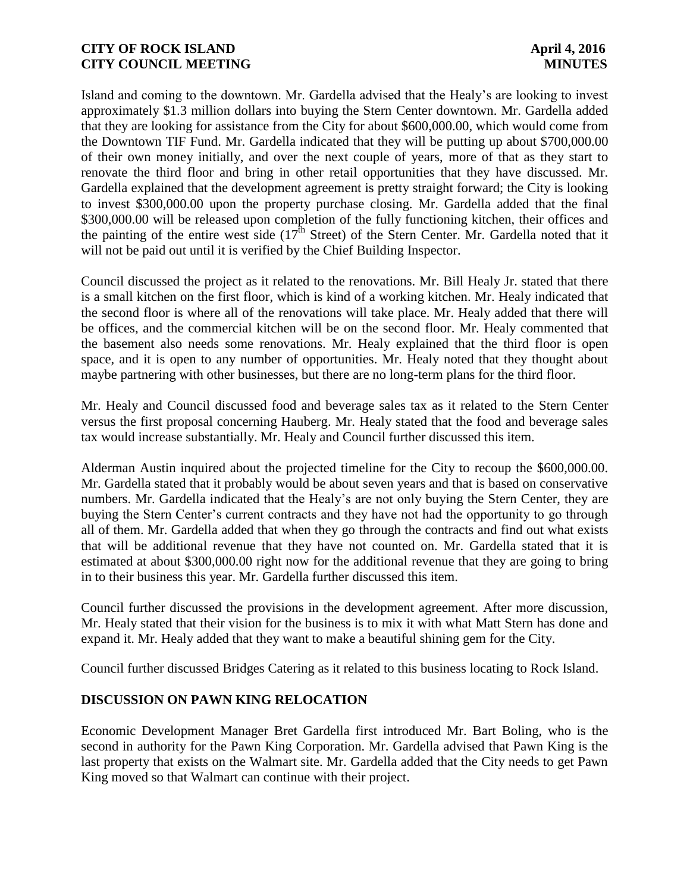Island and coming to the downtown. Mr. Gardella advised that the Healy's are looking to invest approximately $1.3 million dollars into buying the Stern Center downtown. Mr. Gardella added that they are looking for assistance from the City for about $600,000.00, which would come from the Downtown TIF Fund. Mr. Gardella indicated that they will be putting up about $700,000.00 of their own money initially, and over the next couple of years, more of that as they start to renovate the third floor and bring in other retail opportunities that they have discussed. Mr. Gardella explained that the development agreement is pretty straight forward; the City is looking to invest $300,000.00 upon the property purchase closing. Mr. Gardella added that the final $300,000.00 will be released upon completion of the fully functioning kitchen, their offices and the painting of the entire west side (17th Street) of the Stern Center. Mr. Gardella noted that it will not be paid out until it is verified by the Chief Building Inspector.

Council discussed the project as it related to the renovations. Mr. Bill Healy Jr. stated that there is a small kitchen on the first floor, which is kind of a working kitchen. Mr. Healy indicated that the second floor is where all of the renovations will take place. Mr. Healy added that there will be offices, and the commercial kitchen will be on the second floor. Mr. Healy commented that the basement also needs some renovations. Mr. Healy explained that the third floor is open space, and it is open to any number of opportunities. Mr. Healy noted that they thought about maybe partnering with other businesses, but there are no long-term plans for the third floor.

Mr. Healy and Council discussed food and beverage sales tax as it related to the Stern Center versus the first proposal concerning Hauberg. Mr. Healy stated that the food and beverage sales tax would increase substantially. Mr. Healy and Council further discussed this item.

Alderman Austin inquired about the projected timeline for the City to recoup the $600,000.00. Mr. Gardella stated that it probably would be about seven years and that is based on conservative numbers. Mr. Gardella indicated that the Healy's are not only buying the Stern Center, they are buying the Stern Center's current contracts and they have not had the opportunity to go through all of them. Mr. Gardella added that when they go through the contracts and find out what exists that will be additional revenue that they have not counted on. Mr. Gardella stated that it is estimated at about $300,000.00 right now for the additional revenue that they are going to bring in to their business this year. Mr. Gardella further discussed this item.

Council further discussed the provisions in the development agreement. After more discussion, Mr. Healy stated that their vision for the business is to mix it with what Matt Stern has done and expand it. Mr. Healy added that they want to make a beautiful shining gem for the City.

Council further discussed Bridges Catering as it related to this business locating to Rock Island.

## DISCUSSION ON PAWN KING RELOCATION

Economic Development Manager Bret Gardella first introduced Mr. Bart Boling, who is the second in authority for the Pawn King Corporation. Mr. Gardella advised that Pawn King is the last property that exists on the Walmart site. Mr. Gardella added that the City needs to get Pawn King moved so that Walmart can continue with their project.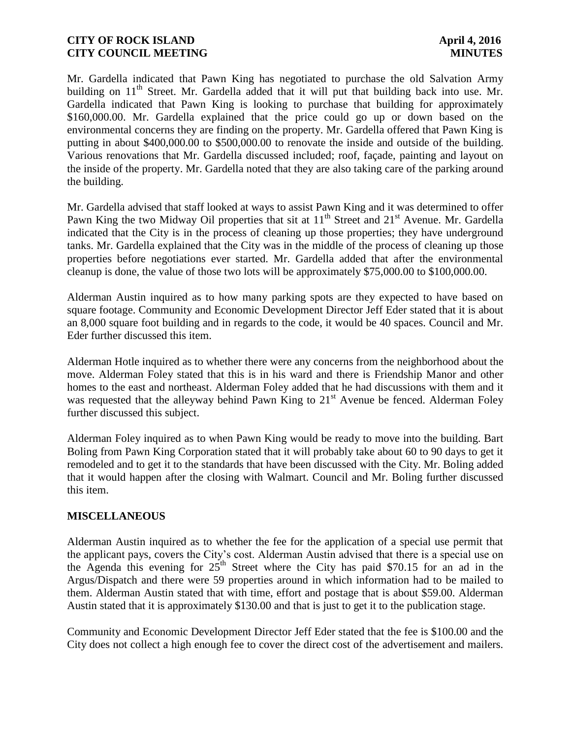Mr. Gardella indicated that Pawn King has negotiated to purchase the old Salvation Army building on 11th Street. Mr. Gardella added that it will put that building back into use. Mr. Gardella indicated that Pawn King is looking to purchase that building for approximately $160,000.00. Mr. Gardella explained that the price could go up or down based on the environmental concerns they are finding on the property. Mr. Gardella offered that Pawn King is putting in about $400,000.00 to $500,000.00 to renovate the inside and outside of the building. Various renovations that Mr. Gardella discussed included; roof, façade, painting and layout on the inside of the property. Mr. Gardella noted that they are also taking care of the parking around the building.

Mr. Gardella advised that staff looked at ways to assist Pawn King and it was determined to offer Pawn King the two Midway Oil properties that sit at 11th Street and 21st Avenue. Mr. Gardella indicated that the City is in the process of cleaning up those properties; they have underground tanks. Mr. Gardella explained that the City was in the middle of the process of cleaning up those properties before negotiations ever started. Mr. Gardella added that after the environmental cleanup is done, the value of those two lots will be approximately $75,000.00 to $100,000.00.

Alderman Austin inquired as to how many parking spots are they expected to have based on square footage. Community and Economic Development Director Jeff Eder stated that it is about an 8,000 square foot building and in regards to the code, it would be 40 spaces. Council and Mr. Eder further discussed this item.

Alderman Hotle inquired as to whether there were any concerns from the neighborhood about the move. Alderman Foley stated that this is in his ward and there is Friendship Manor and other homes to the east and northeast. Alderman Foley added that he had discussions with them and it was requested that the alleyway behind Pawn King to 21st Avenue be fenced. Alderman Foley further discussed this subject.

Alderman Foley inquired as to when Pawn King would be ready to move into the building. Bart Boling from Pawn King Corporation stated that it will probably take about 60 to 90 days to get it remodeled and to get it to the standards that have been discussed with the City. Mr. Boling added that it would happen after the closing with Walmart. Council and Mr. Boling further discussed this item.

## MISCELLANEOUS

Alderman Austin inquired as to whether the fee for the application of a special use permit that the applicant pays, covers the City's cost. Alderman Austin advised that there is a special use on the Agenda this evening for 25th Street where the City has paid $70.15 for an ad in the Argus/Dispatch and there were 59 properties around in which information had to be mailed to them. Alderman Austin stated that with time, effort and postage that is about $59.00. Alderman Austin stated that it is approximately $130.00 and that is just to get it to the publication stage.

Community and Economic Development Director Jeff Eder stated that the fee is $100.00 and the City does not collect a high enough fee to cover the direct cost of the advertisement and mailers.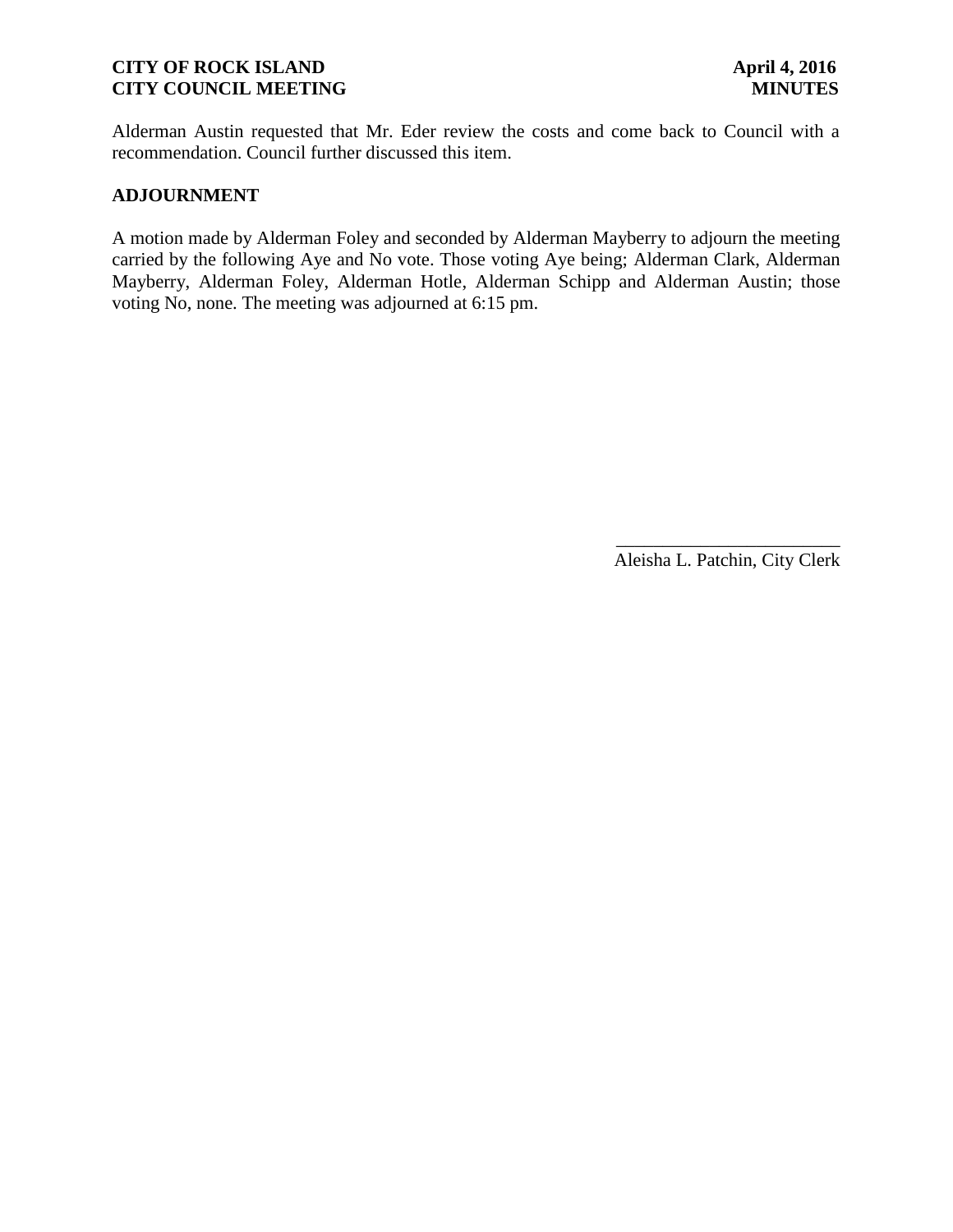Alderman Austin requested that Mr. Eder review the costs and come back to Council with a recommendation. Council further discussed this item.

## ADJOURNMENT

A motion made by Alderman Foley and seconded by Alderman Mayberry to adjourn the meeting carried by the following Aye and No vote. Those voting Aye being; Alderman Clark, Alderman Mayberry, Alderman Foley, Alderman Hotle, Alderman Schipp and Alderman Austin; those voting No, none. The meeting was adjourned at 6:15 pm.

\_\_\_\_\_\_\_\_\_\_\_\_\_\_\_\_\_\_\_\_\_\_\_\_\_

Aleisha L. Patchin, City Clerk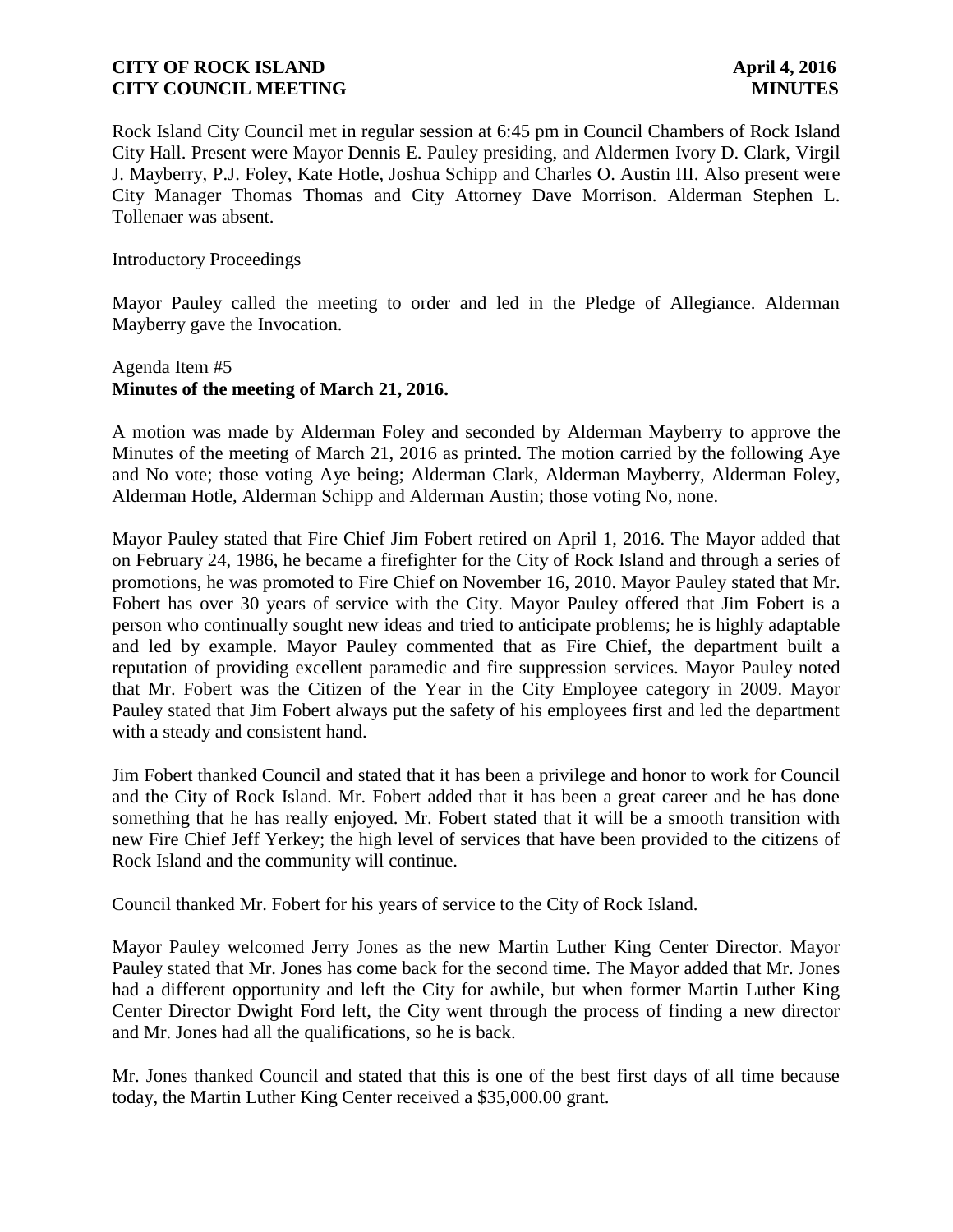Rock Island City Council met in regular session at 6:45 pm in Council Chambers of Rock Island City Hall. Present were Mayor Dennis E. Pauley presiding, and Aldermen Ivory D. Clark, Virgil J. Mayberry, P.J. Foley, Kate Hotle, Joshua Schipp and Charles O. Austin III. Also present were City Manager Thomas Thomas and City Attorney Dave Morrison. Alderman Stephen L. Tollenaer was absent.

Introductory Proceedings

Mayor Pauley called the meeting to order and led in the Pledge of Allegiance. Alderman Mayberry gave the Invocation.

Agenda Item #5
**Minutes of the meeting of March 21, 2016.**

A motion was made by Alderman Foley and seconded by Alderman Mayberry to approve the Minutes of the meeting of March 21, 2016 as printed. The motion carried by the following Aye and No vote; those voting Aye being; Alderman Clark, Alderman Mayberry, Alderman Foley, Alderman Hotle, Alderman Schipp and Alderman Austin; those voting No, none.

Mayor Pauley stated that Fire Chief Jim Fobert retired on April 1, 2016. The Mayor added that on February 24, 1986, he became a firefighter for the City of Rock Island and through a series of promotions, he was promoted to Fire Chief on November 16, 2010. Mayor Pauley stated that Mr. Fobert has over 30 years of service with the City. Mayor Pauley offered that Jim Fobert is a person who continually sought new ideas and tried to anticipate problems; he is highly adaptable and led by example. Mayor Pauley commented that as Fire Chief, the department built a reputation of providing excellent paramedic and fire suppression services. Mayor Pauley noted that Mr. Fobert was the Citizen of the Year in the City Employee category in 2009. Mayor Pauley stated that Jim Fobert always put the safety of his employees first and led the department with a steady and consistent hand.

Jim Fobert thanked Council and stated that it has been a privilege and honor to work for Council and the City of Rock Island. Mr. Fobert added that it has been a great career and he has done something that he has really enjoyed. Mr. Fobert stated that it will be a smooth transition with new Fire Chief Jeff Yerkey; the high level of services that have been provided to the citizens of Rock Island and the community will continue.

Council thanked Mr. Fobert for his years of service to the City of Rock Island.

Mayor Pauley welcomed Jerry Jones as the new Martin Luther King Center Director. Mayor Pauley stated that Mr. Jones has come back for the second time. The Mayor added that Mr. Jones had a different opportunity and left the City for awhile, but when former Martin Luther King Center Director Dwight Ford left, the City went through the process of finding a new director and Mr. Jones had all the qualifications, so he is back.

Mr. Jones thanked Council and stated that this is one of the best first days of all time because today, the Martin Luther King Center received a $35,000.00 grant.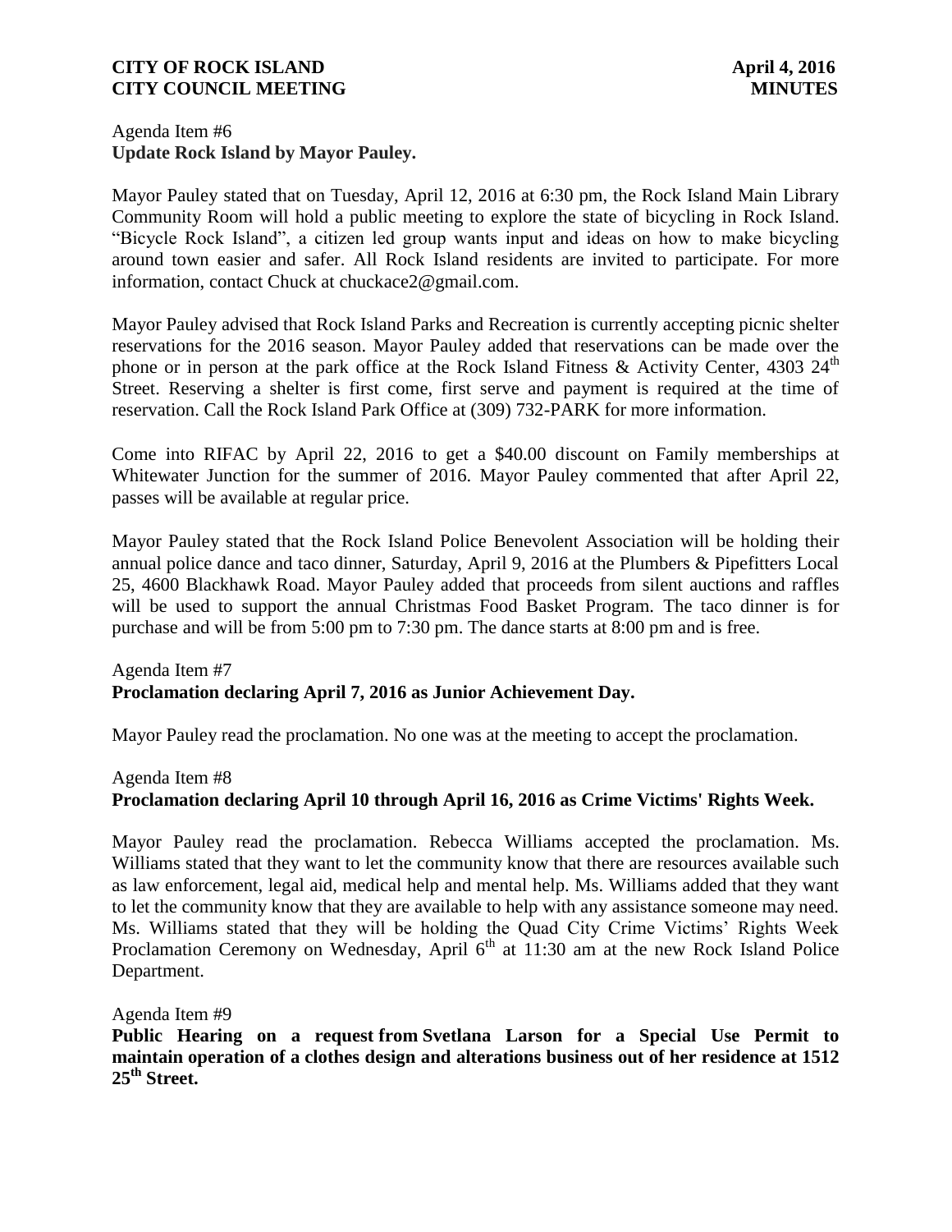Agenda Item #6
**Update Rock Island by Mayor Pauley.**

Mayor Pauley stated that on Tuesday, April 12, 2016 at 6:30 pm, the Rock Island Main Library Community Room will hold a public meeting to explore the state of bicycling in Rock Island. "Bicycle Rock Island", a citizen led group wants input and ideas on how to make bicycling around town easier and safer. All Rock Island residents are invited to participate. For more information, contact Chuck at chuckace2@gmail.com.

Mayor Pauley advised that Rock Island Parks and Recreation is currently accepting picnic shelter reservations for the 2016 season. Mayor Pauley added that reservations can be made over the phone or in person at the park office at the Rock Island Fitness & Activity Center, 4303 24th Street. Reserving a shelter is first come, first serve and payment is required at the time of reservation. Call the Rock Island Park Office at (309) 732-PARK for more information.

Come into RIFAC by April 22, 2016 to get a $40.00 discount on Family memberships at Whitewater Junction for the summer of 2016. Mayor Pauley commented that after April 22, passes will be available at regular price.

Mayor Pauley stated that the Rock Island Police Benevolent Association will be holding their annual police dance and taco dinner, Saturday, April 9, 2016 at the Plumbers & Pipefitters Local 25, 4600 Blackhawk Road. Mayor Pauley added that proceeds from silent auctions and raffles will be used to support the annual Christmas Food Basket Program. The taco dinner is for purchase and will be from 5:00 pm to 7:30 pm. The dance starts at 8:00 pm and is free.

Agenda Item #7
**Proclamation declaring April 7, 2016 as Junior Achievement Day.**

Mayor Pauley read the proclamation. No one was at the meeting to accept the proclamation.

Agenda Item #8
**Proclamation declaring April 10 through April 16, 2016 as Crime Victims' Rights Week.**

Mayor Pauley read the proclamation. Rebecca Williams accepted the proclamation. Ms. Williams stated that they want to let the community know that there are resources available such as law enforcement, legal aid, medical help and mental help. Ms. Williams added that they want to let the community know that they are available to help with any assistance someone may need. Ms. Williams stated that they will be holding the Quad City Crime Victims' Rights Week Proclamation Ceremony on Wednesday, April 6th at 11:30 am at the new Rock Island Police Department.

Agenda Item #9
**Public Hearing on a request from Svetlana Larson for a Special Use Permit to maintain operation of a clothes design and alterations business out of her residence at 1512 25th Street.**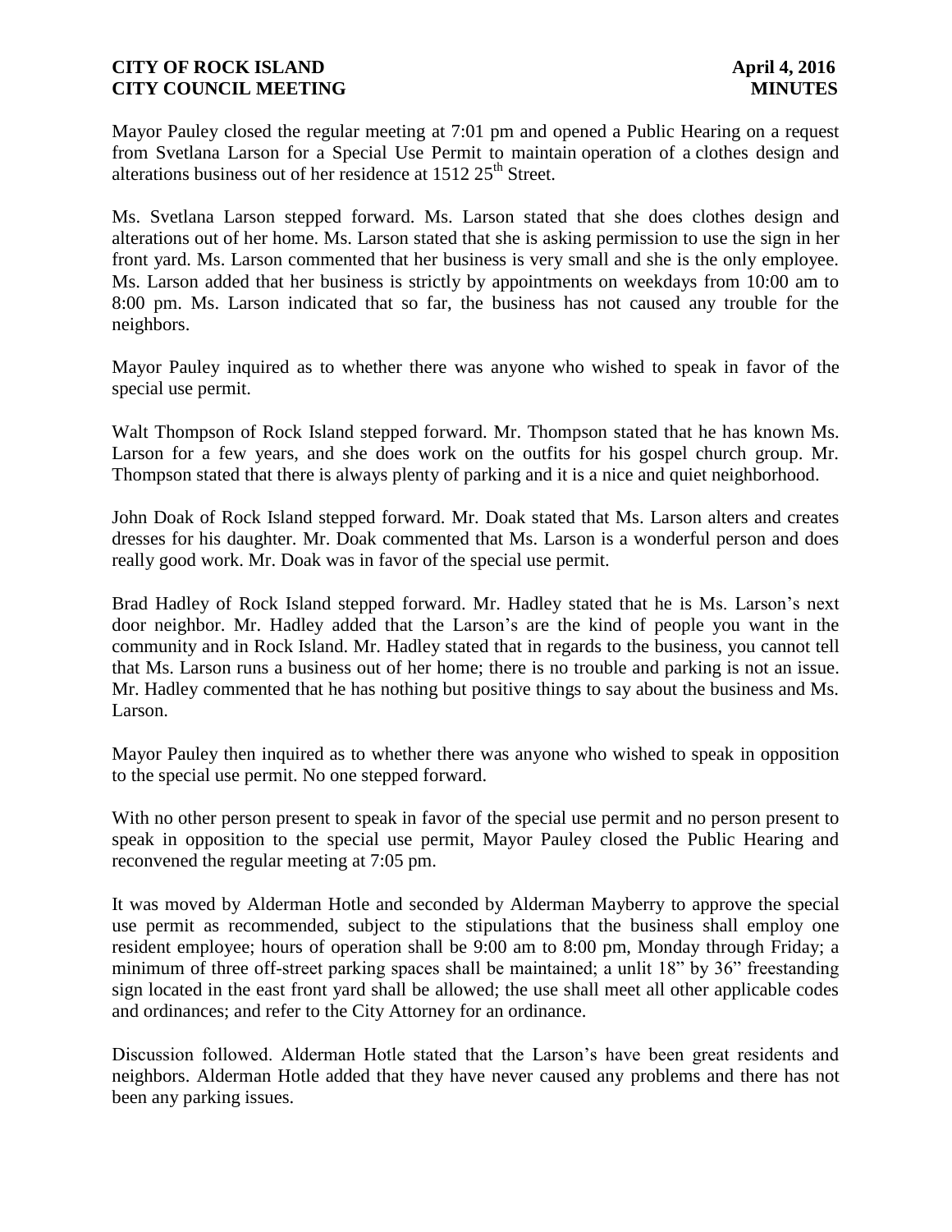Mayor Pauley closed the regular meeting at 7:01 pm and opened a Public Hearing on a request from Svetlana Larson for a Special Use Permit to maintain operation of a clothes design and alterations business out of her residence at 1512 25th Street.

Ms. Svetlana Larson stepped forward. Ms. Larson stated that she does clothes design and alterations out of her home. Ms. Larson stated that she is asking permission to use the sign in her front yard. Ms. Larson commented that her business is very small and she is the only employee. Ms. Larson added that her business is strictly by appointments on weekdays from 10:00 am to 8:00 pm. Ms. Larson indicated that so far, the business has not caused any trouble for the neighbors.

Mayor Pauley inquired as to whether there was anyone who wished to speak in favor of the special use permit.

Walt Thompson of Rock Island stepped forward. Mr. Thompson stated that he has known Ms. Larson for a few years, and she does work on the outfits for his gospel church group. Mr. Thompson stated that there is always plenty of parking and it is a nice and quiet neighborhood.

John Doak of Rock Island stepped forward. Mr. Doak stated that Ms. Larson alters and creates dresses for his daughter. Mr. Doak commented that Ms. Larson is a wonderful person and does really good work. Mr. Doak was in favor of the special use permit.

Brad Hadley of Rock Island stepped forward. Mr. Hadley stated that he is Ms. Larson's next door neighbor. Mr. Hadley added that the Larson's are the kind of people you want in the community and in Rock Island. Mr. Hadley stated that in regards to the business, you cannot tell that Ms. Larson runs a business out of her home; there is no trouble and parking is not an issue. Mr. Hadley commented that he has nothing but positive things to say about the business and Ms. Larson.

Mayor Pauley then inquired as to whether there was anyone who wished to speak in opposition to the special use permit. No one stepped forward.

With no other person present to speak in favor of the special use permit and no person present to speak in opposition to the special use permit, Mayor Pauley closed the Public Hearing and reconvened the regular meeting at 7:05 pm.

It was moved by Alderman Hotle and seconded by Alderman Mayberry to approve the special use permit as recommended, subject to the stipulations that the business shall employ one resident employee; hours of operation shall be 9:00 am to 8:00 pm, Monday through Friday; a minimum of three off-street parking spaces shall be maintained; a unlit 18" by 36" freestanding sign located in the east front yard shall be allowed; the use shall meet all other applicable codes and ordinances; and refer to the City Attorney for an ordinance.

Discussion followed. Alderman Hotle stated that the Larson's have been great residents and neighbors. Alderman Hotle added that they have never caused any problems and there has not been any parking issues.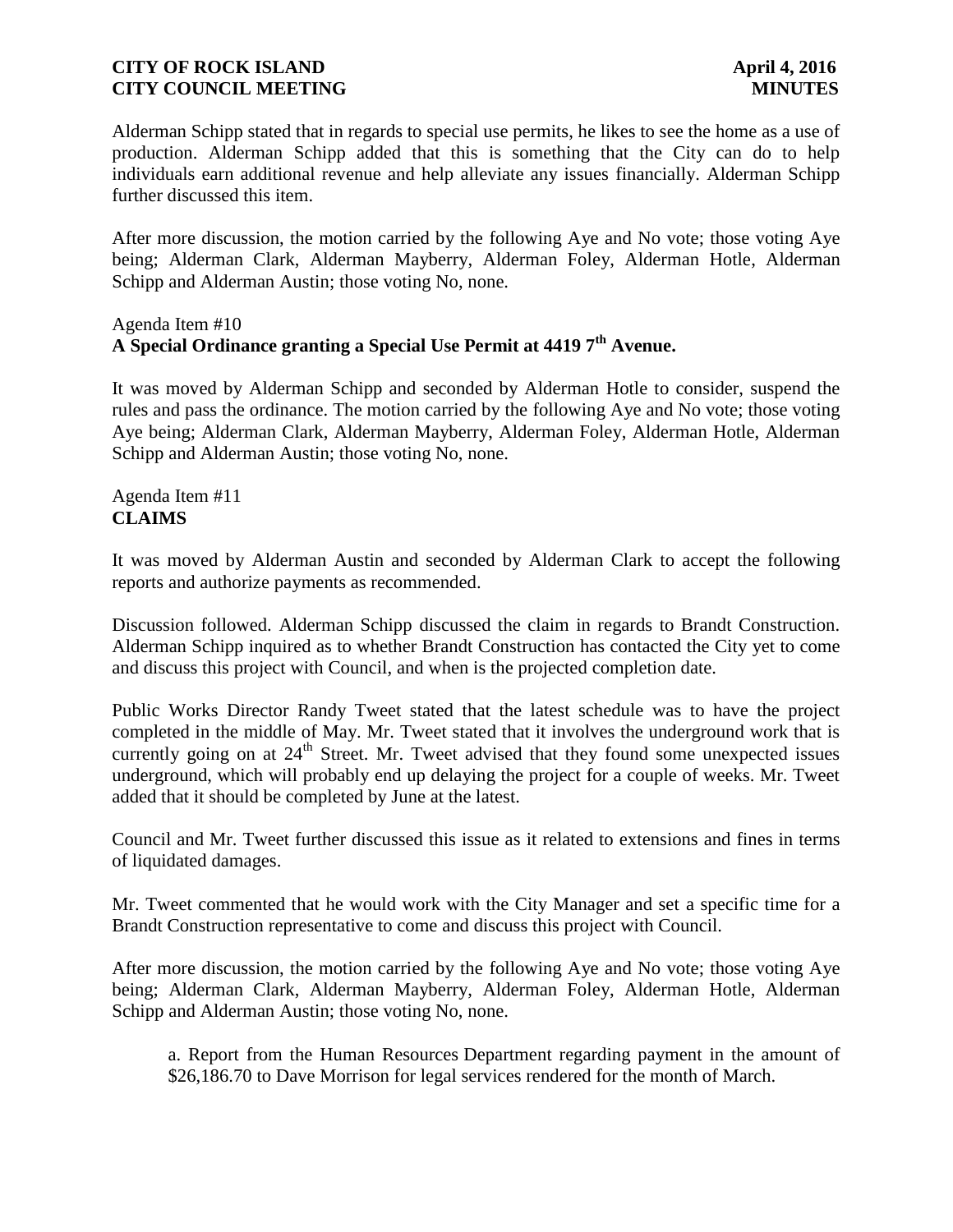Alderman Schipp stated that in regards to special use permits, he likes to see the home as a use of production. Alderman Schipp added that this is something that the City can do to help individuals earn additional revenue and help alleviate any issues financially. Alderman Schipp further discussed this item.

After more discussion, the motion carried by the following Aye and No vote; those voting Aye being; Alderman Clark, Alderman Mayberry, Alderman Foley, Alderman Hotle, Alderman Schipp and Alderman Austin; those voting No, none.

Agenda Item #10
**A Special Ordinance granting a Special Use Permit at 4419 7th Avenue.**

It was moved by Alderman Schipp and seconded by Alderman Hotle to consider, suspend the rules and pass the ordinance. The motion carried by the following Aye and No vote; those voting Aye being; Alderman Clark, Alderman Mayberry, Alderman Foley, Alderman Hotle, Alderman Schipp and Alderman Austin; those voting No, none.

Agenda Item #11
**CLAIMS**

It was moved by Alderman Austin and seconded by Alderman Clark to accept the following reports and authorize payments as recommended.

Discussion followed. Alderman Schipp discussed the claim in regards to Brandt Construction. Alderman Schipp inquired as to whether Brandt Construction has contacted the City yet to come and discuss this project with Council, and when is the projected completion date.

Public Works Director Randy Tweet stated that the latest schedule was to have the project completed in the middle of May. Mr. Tweet stated that it involves the underground work that is currently going on at 24th Street. Mr. Tweet advised that they found some unexpected issues underground, which will probably end up delaying the project for a couple of weeks. Mr. Tweet added that it should be completed by June at the latest.

Council and Mr. Tweet further discussed this issue as it related to extensions and fines in terms of liquidated damages.

Mr. Tweet commented that he would work with the City Manager and set a specific time for a Brandt Construction representative to come and discuss this project with Council.

After more discussion, the motion carried by the following Aye and No vote; those voting Aye being; Alderman Clark, Alderman Mayberry, Alderman Foley, Alderman Hotle, Alderman Schipp and Alderman Austin; those voting No, none.

a. Report from the Human Resources Department regarding payment in the amount of $26,186.70 to Dave Morrison for legal services rendered for the month of March.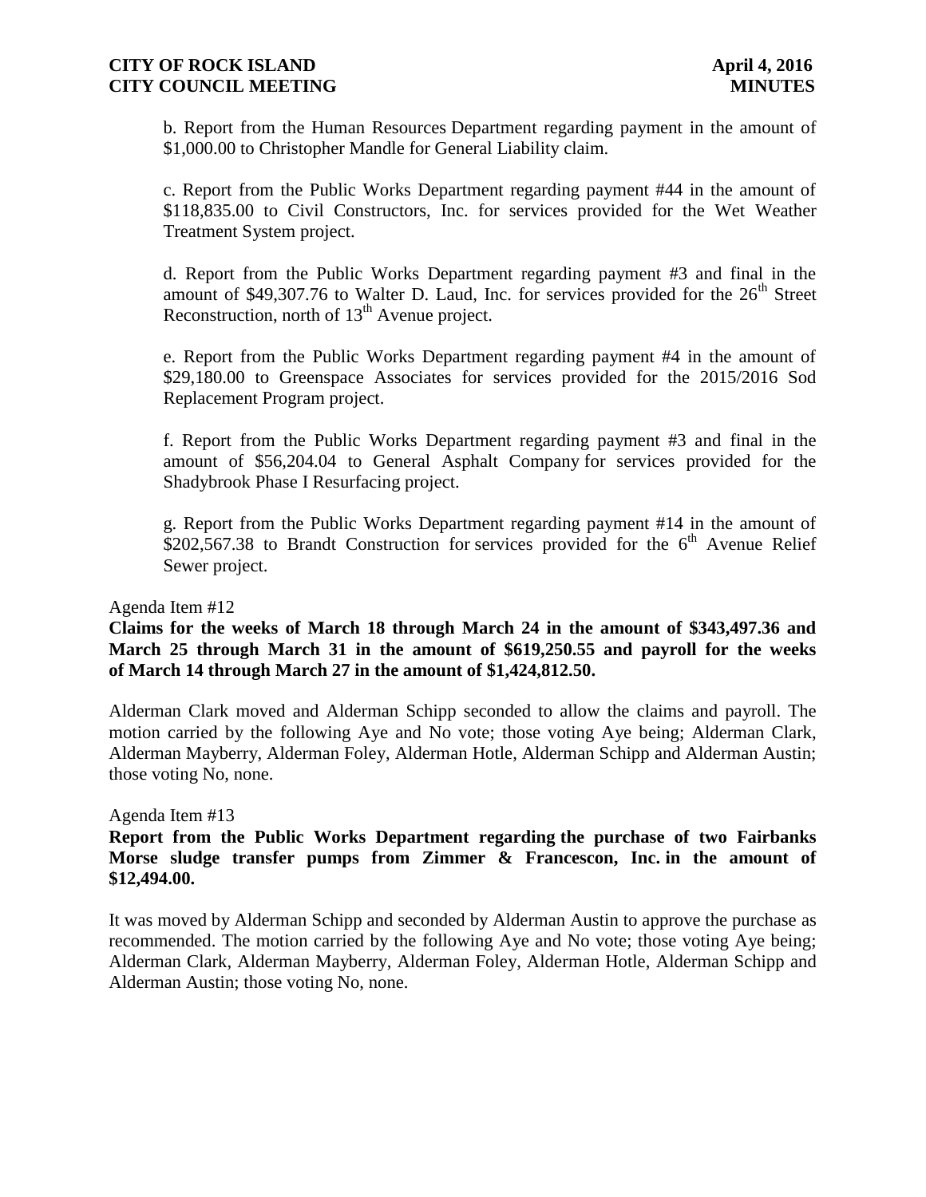b. Report from the Human Resources Department regarding payment in the amount of $1,000.00 to Christopher Mandle for General Liability claim.

c. Report from the Public Works Department regarding payment #44 in the amount of $118,835.00 to Civil Constructors, Inc. for services provided for the Wet Weather Treatment System project.

d. Report from the Public Works Department regarding payment #3 and final in the amount of $49,307.76 to Walter D. Laud, Inc. for services provided for the 26th Street Reconstruction, north of 13th Avenue project.

e. Report from the Public Works Department regarding payment #4 in the amount of $29,180.00 to Greenspace Associates for services provided for the 2015/2016 Sod Replacement Program project.

f. Report from the Public Works Department regarding payment #3 and final in the amount of $56,204.04 to General Asphalt Company for services provided for the Shadybrook Phase I Resurfacing project.

g. Report from the Public Works Department regarding payment #14 in the amount of $202,567.38 to Brandt Construction for services provided for the 6th Avenue Relief Sewer project.

Agenda Item #12

**Claims for the weeks of March 18 through March 24 in the amount of $343,497.36 and March 25 through March 31 in the amount of $619,250.55 and payroll for the weeks of March 14 through March 27 in the amount of $1,424,812.50.**

Alderman Clark moved and Alderman Schipp seconded to allow the claims and payroll. The motion carried by the following Aye and No vote; those voting Aye being; Alderman Clark, Alderman Mayberry, Alderman Foley, Alderman Hotle, Alderman Schipp and Alderman Austin; those voting No, none.

Agenda Item #13

**Report from the Public Works Department regarding the purchase of two Fairbanks Morse sludge transfer pumps from Zimmer & Francescon, Inc. in the amount of $12,494.00.**

It was moved by Alderman Schipp and seconded by Alderman Austin to approve the purchase as recommended. The motion carried by the following Aye and No vote; those voting Aye being; Alderman Clark, Alderman Mayberry, Alderman Foley, Alderman Hotle, Alderman Schipp and Alderman Austin; those voting No, none.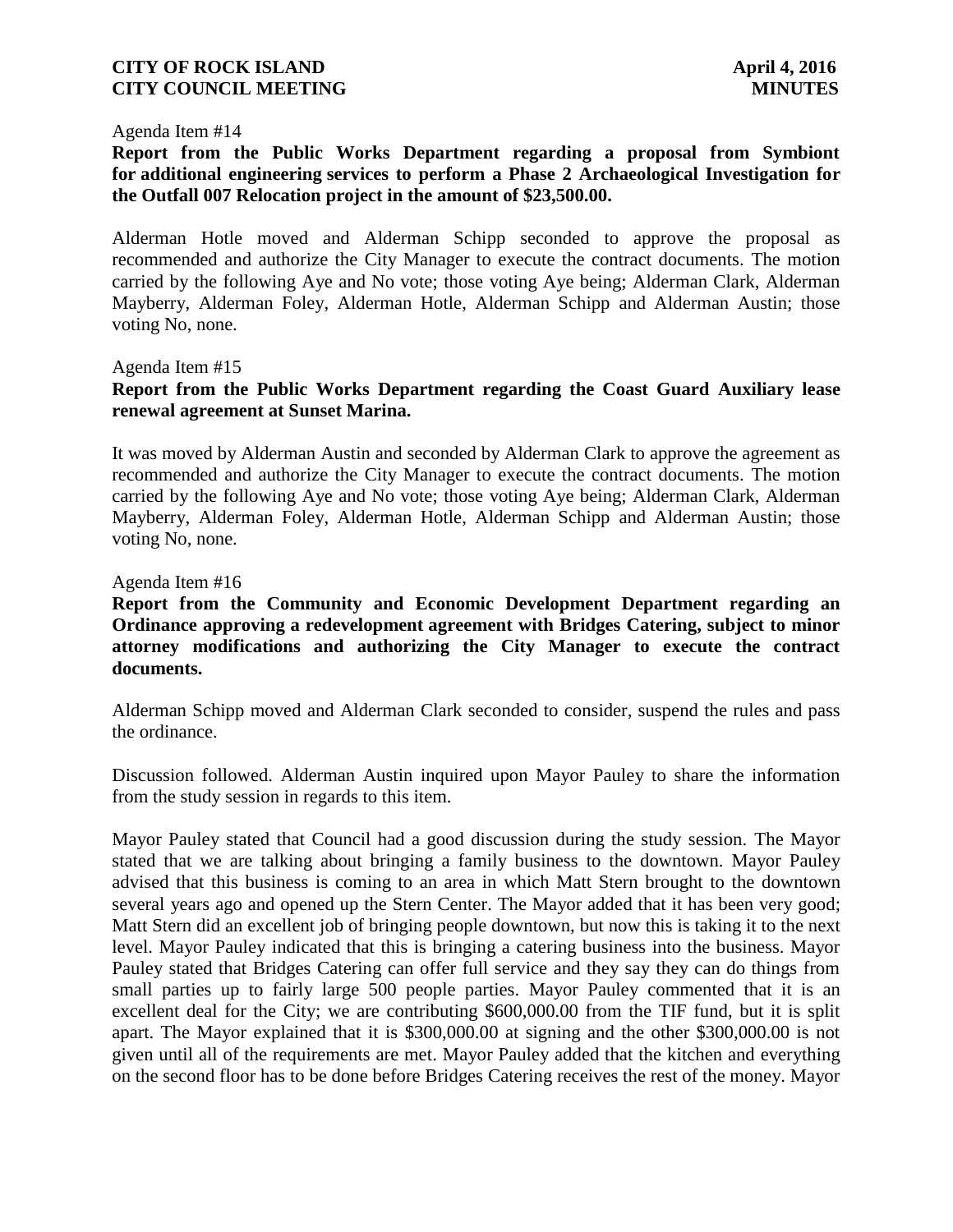Agenda Item #14

**Report from the Public Works Department regarding a proposal from Symbiont for additional engineering services to perform a Phase 2 Archaeological Investigation for the Outfall 007 Relocation project in the amount of $23,500.00.**

Alderman Hotle moved and Alderman Schipp seconded to approve the proposal as recommended and authorize the City Manager to execute the contract documents. The motion carried by the following Aye and No vote; those voting Aye being; Alderman Clark, Alderman Mayberry, Alderman Foley, Alderman Hotle, Alderman Schipp and Alderman Austin; those voting No, none.

Agenda Item #15

**Report from the Public Works Department regarding the Coast Guard Auxiliary lease renewal agreement at Sunset Marina.**

It was moved by Alderman Austin and seconded by Alderman Clark to approve the agreement as recommended and authorize the City Manager to execute the contract documents. The motion carried by the following Aye and No vote; those voting Aye being; Alderman Clark, Alderman Mayberry, Alderman Foley, Alderman Hotle, Alderman Schipp and Alderman Austin; those voting No, none.

Agenda Item #16

**Report from the Community and Economic Development Department regarding an Ordinance approving a redevelopment agreement with Bridges Catering, subject to minor attorney modifications and authorizing the City Manager to execute the contract documents.**

Alderman Schipp moved and Alderman Clark seconded to consider, suspend the rules and pass the ordinance.

Discussion followed. Alderman Austin inquired upon Mayor Pauley to share the information from the study session in regards to this item.

Mayor Pauley stated that Council had a good discussion during the study session. The Mayor stated that we are talking about bringing a family business to the downtown. Mayor Pauley advised that this business is coming to an area in which Matt Stern brought to the downtown several years ago and opened up the Stern Center. The Mayor added that it has been very good; Matt Stern did an excellent job of bringing people downtown, but now this is taking it to the next level. Mayor Pauley indicated that this is bringing a catering business into the business. Mayor Pauley stated that Bridges Catering can offer full service and they say they can do things from small parties up to fairly large 500 people parties. Mayor Pauley commented that it is an excellent deal for the City; we are contributing $600,000.00 from the TIF fund, but it is split apart. The Mayor explained that it is $300,000.00 at signing and the other $300,000.00 is not given until all of the requirements are met. Mayor Pauley added that the kitchen and everything on the second floor has to be done before Bridges Catering receives the rest of the money. Mayor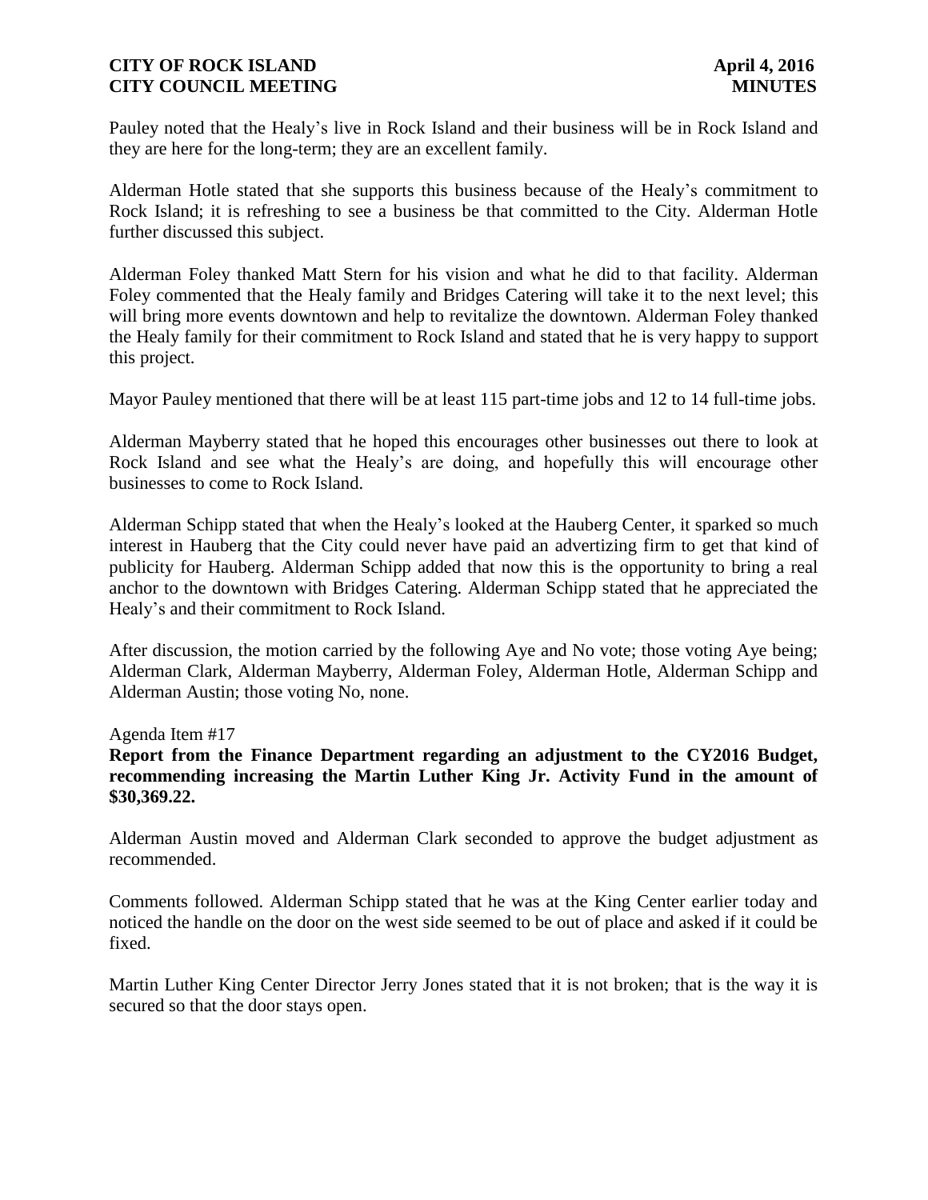Pauley noted that the Healy's live in Rock Island and their business will be in Rock Island and they are here for the long-term; they are an excellent family.

Alderman Hotle stated that she supports this business because of the Healy's commitment to Rock Island; it is refreshing to see a business be that committed to the City. Alderman Hotle further discussed this subject.

Alderman Foley thanked Matt Stern for his vision and what he did to that facility. Alderman Foley commented that the Healy family and Bridges Catering will take it to the next level; this will bring more events downtown and help to revitalize the downtown. Alderman Foley thanked the Healy family for their commitment to Rock Island and stated that he is very happy to support this project.

Mayor Pauley mentioned that there will be at least 115 part-time jobs and 12 to 14 full-time jobs.

Alderman Mayberry stated that he hoped this encourages other businesses out there to look at Rock Island and see what the Healy's are doing, and hopefully this will encourage other businesses to come to Rock Island.

Alderman Schipp stated that when the Healy's looked at the Hauberg Center, it sparked so much interest in Hauberg that the City could never have paid an advertizing firm to get that kind of publicity for Hauberg. Alderman Schipp added that now this is the opportunity to bring a real anchor to the downtown with Bridges Catering. Alderman Schipp stated that he appreciated the Healy's and their commitment to Rock Island.

After discussion, the motion carried by the following Aye and No vote; those voting Aye being; Alderman Clark, Alderman Mayberry, Alderman Foley, Alderman Hotle, Alderman Schipp and Alderman Austin; those voting No, none.

Agenda Item #17

**Report from the Finance Department regarding an adjustment to the CY2016 Budget, recommending increasing the Martin Luther King Jr. Activity Fund in the amount of $30,369.22.**

Alderman Austin moved and Alderman Clark seconded to approve the budget adjustment as recommended.

Comments followed. Alderman Schipp stated that he was at the King Center earlier today and noticed the handle on the door on the west side seemed to be out of place and asked if it could be fixed.

Martin Luther King Center Director Jerry Jones stated that it is not broken; that is the way it is secured so that the door stays open.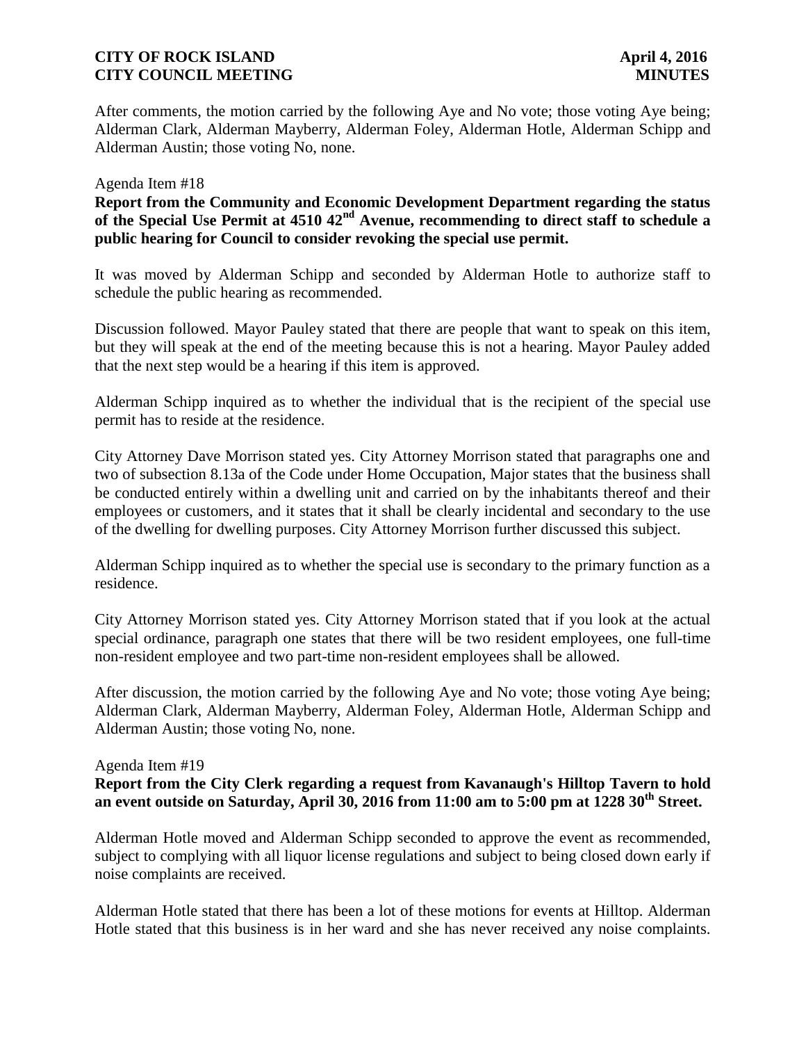After comments, the motion carried by the following Aye and No vote; those voting Aye being; Alderman Clark, Alderman Mayberry, Alderman Foley, Alderman Hotle, Alderman Schipp and Alderman Austin; those voting No, none.

Agenda Item #18

**Report from the Community and Economic Development Department regarding the status of the Special Use Permit at 4510 42nd Avenue, recommending to direct staff to schedule a public hearing for Council to consider revoking the special use permit.**

It was moved by Alderman Schipp and seconded by Alderman Hotle to authorize staff to schedule the public hearing as recommended.

Discussion followed. Mayor Pauley stated that there are people that want to speak on this item, but they will speak at the end of the meeting because this is not a hearing. Mayor Pauley added that the next step would be a hearing if this item is approved.

Alderman Schipp inquired as to whether the individual that is the recipient of the special use permit has to reside at the residence.

City Attorney Dave Morrison stated yes. City Attorney Morrison stated that paragraphs one and two of subsection 8.13a of the Code under Home Occupation, Major states that the business shall be conducted entirely within a dwelling unit and carried on by the inhabitants thereof and their employees or customers, and it states that it shall be clearly incidental and secondary to the use of the dwelling for dwelling purposes. City Attorney Morrison further discussed this subject.

Alderman Schipp inquired as to whether the special use is secondary to the primary function as a residence.

City Attorney Morrison stated yes. City Attorney Morrison stated that if you look at the actual special ordinance, paragraph one states that there will be two resident employees, one full-time non-resident employee and two part-time non-resident employees shall be allowed.

After discussion, the motion carried by the following Aye and No vote; those voting Aye being; Alderman Clark, Alderman Mayberry, Alderman Foley, Alderman Hotle, Alderman Schipp and Alderman Austin; those voting No, none.

Agenda Item #19

**Report from the City Clerk regarding a request from Kavanaugh's Hilltop Tavern to hold an event outside on Saturday, April 30, 2016 from 11:00 am to 5:00 pm at 1228 30th Street.**

Alderman Hotle moved and Alderman Schipp seconded to approve the event as recommended, subject to complying with all liquor license regulations and subject to being closed down early if noise complaints are received.

Alderman Hotle stated that there has been a lot of these motions for events at Hilltop. Alderman Hotle stated that this business is in her ward and she has never received any noise complaints.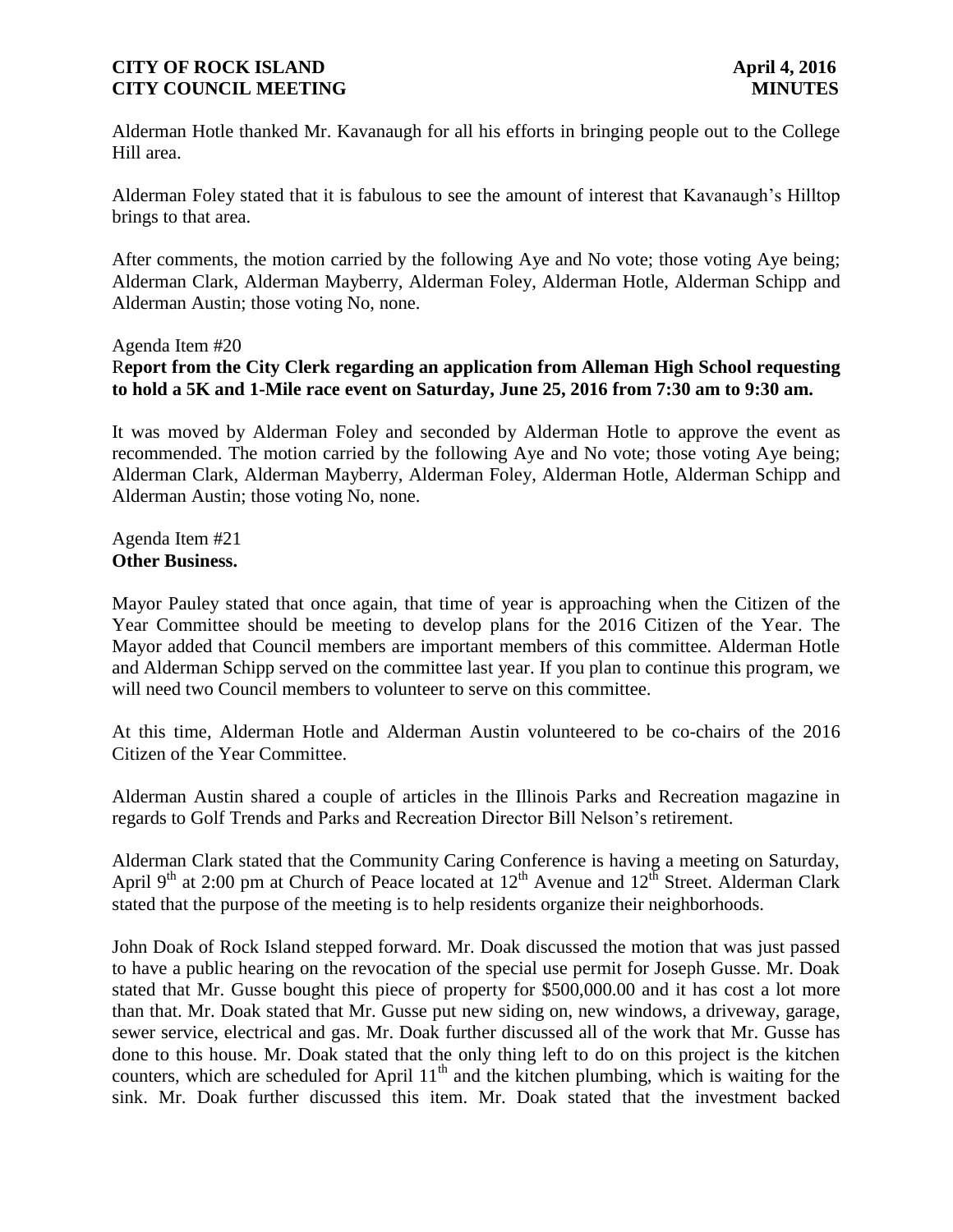Alderman Hotle thanked Mr. Kavanaugh for all his efforts in bringing people out to the College Hill area.

Alderman Foley stated that it is fabulous to see the amount of interest that Kavanaugh's Hilltop brings to that area.

After comments, the motion carried by the following Aye and No vote; those voting Aye being; Alderman Clark, Alderman Mayberry, Alderman Foley, Alderman Hotle, Alderman Schipp and Alderman Austin; those voting No, none.

Agenda Item #20
**Report from the City Clerk regarding an application from Alleman High School requesting to hold a 5K and 1-Mile race event on Saturday, June 25, 2016 from 7:30 am to 9:30 am.**

It was moved by Alderman Foley and seconded by Alderman Hotle to approve the event as recommended. The motion carried by the following Aye and No vote; those voting Aye being; Alderman Clark, Alderman Mayberry, Alderman Foley, Alderman Hotle, Alderman Schipp and Alderman Austin; those voting No, none.

Agenda Item #21
**Other Business.**

Mayor Pauley stated that once again, that time of year is approaching when the Citizen of the Year Committee should be meeting to develop plans for the 2016 Citizen of the Year. The Mayor added that Council members are important members of this committee. Alderman Hotle and Alderman Schipp served on the committee last year. If you plan to continue this program, we will need two Council members to volunteer to serve on this committee.

At this time, Alderman Hotle and Alderman Austin volunteered to be co-chairs of the 2016 Citizen of the Year Committee.

Alderman Austin shared a couple of articles in the Illinois Parks and Recreation magazine in regards to Golf Trends and Parks and Recreation Director Bill Nelson's retirement.

Alderman Clark stated that the Community Caring Conference is having a meeting on Saturday, April 9th at 2:00 pm at Church of Peace located at 12th Avenue and 12th Street. Alderman Clark stated that the purpose of the meeting is to help residents organize their neighborhoods.

John Doak of Rock Island stepped forward. Mr. Doak discussed the motion that was just passed to have a public hearing on the revocation of the special use permit for Joseph Gusse. Mr. Doak stated that Mr. Gusse bought this piece of property for $500,000.00 and it has cost a lot more than that. Mr. Doak stated that Mr. Gusse put new siding on, new windows, a driveway, garage, sewer service, electrical and gas. Mr. Doak further discussed all of the work that Mr. Gusse has done to this house. Mr. Doak stated that the only thing left to do on this project is the kitchen counters, which are scheduled for April 11th and the kitchen plumbing, which is waiting for the sink. Mr. Doak further discussed this item. Mr. Doak stated that the investment backed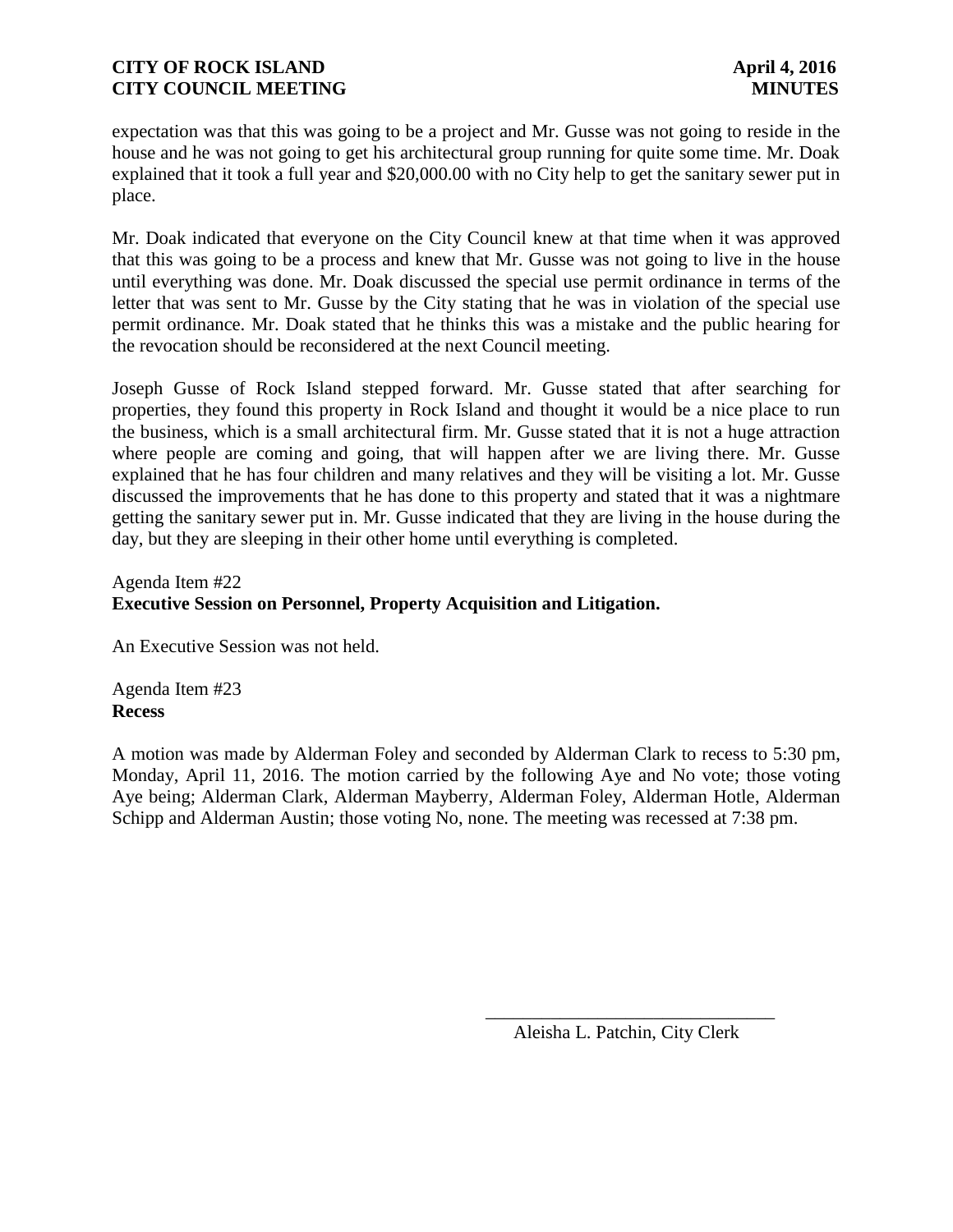expectation was that this was going to be a project and Mr. Gusse was not going to reside in the house and he was not going to get his architectural group running for quite some time. Mr. Doak explained that it took a full year and $20,000.00 with no City help to get the sanitary sewer put in place.

Mr. Doak indicated that everyone on the City Council knew at that time when it was approved that this was going to be a process and knew that Mr. Gusse was not going to live in the house until everything was done. Mr. Doak discussed the special use permit ordinance in terms of the letter that was sent to Mr. Gusse by the City stating that he was in violation of the special use permit ordinance. Mr. Doak stated that he thinks this was a mistake and the public hearing for the revocation should be reconsidered at the next Council meeting.

Joseph Gusse of Rock Island stepped forward. Mr. Gusse stated that after searching for properties, they found this property in Rock Island and thought it would be a nice place to run the business, which is a small architectural firm. Mr. Gusse stated that it is not a huge attraction where people are coming and going, that will happen after we are living there. Mr. Gusse explained that he has four children and many relatives and they will be visiting a lot. Mr. Gusse discussed the improvements that he has done to this property and stated that it was a nightmare getting the sanitary sewer put in. Mr. Gusse indicated that they are living in the house during the day, but they are sleeping in their other home until everything is completed.

Agenda Item #22
**Executive Session on Personnel, Property Acquisition and Litigation.**

An Executive Session was not held.

Agenda Item #23
**Recess**

A motion was made by Alderman Foley and seconded by Alderman Clark to recess to 5:30 pm, Monday, April 11, 2016. The motion carried by the following Aye and No vote; those voting Aye being; Alderman Clark, Alderman Mayberry, Alderman Foley, Alderman Hotle, Alderman Schipp and Alderman Austin; those voting No, none. The meeting was recessed at 7:38 pm.

\_\_\_\_\_\_\_\_\_\_\_\_\_\_\_\_\_\_\_\_\_\_\_\_\_\_\_\_\_\_\_\_
Aleisha L. Patchin, City Clerk